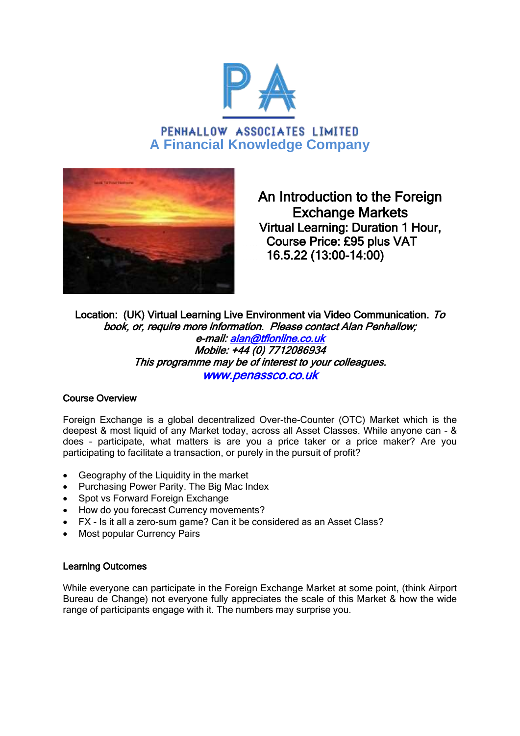# PENHALLOW ASSOCIATES LIMITED

**A Financial Knowledge Company**

## An Introduction to the Foreign Exchange Markets

**Virtual Learning: Duration 1 Hour,**
**Course Price: £95 plus VAT**
**16.5.22 (13:00-14:00)**

**Location: (UK) Virtual Learning Live Environment via Video Communication.** *To book, or, require more information. Please contact Alan Penhallow;*
*e-mail: alan@tflonline.co.uk*
*Mobile: +44 (0) 7712086934*
*This programme may be of interest to your colleagues.*
*www.penassco.co.uk*

### Course Overview

Foreign Exchange is a global decentralized Over-the-Counter (OTC) Market which is the deepest & most liquid of any Market today, across all Asset Classes. While anyone can - & does – participate, what matters is are you a price taker or a price maker? Are you participating to facilitate a transaction, or purely in the pursuit of profit?

- Geography of the Liquidity in the market
- Purchasing Power Parity. The Big Mac Index
- Spot vs Forward Foreign Exchange
- How do you forecast Currency movements?
- FX - Is it all a zero-sum game? Can it be considered as an Asset Class?
- Most popular Currency Pairs

### Learning Outcomes

While everyone can participate in the Foreign Exchange Market at some point, (think Airport Bureau de Change) not everyone fully appreciates the scale of this Market & how the wide range of participants engage with it. The numbers may surprise you.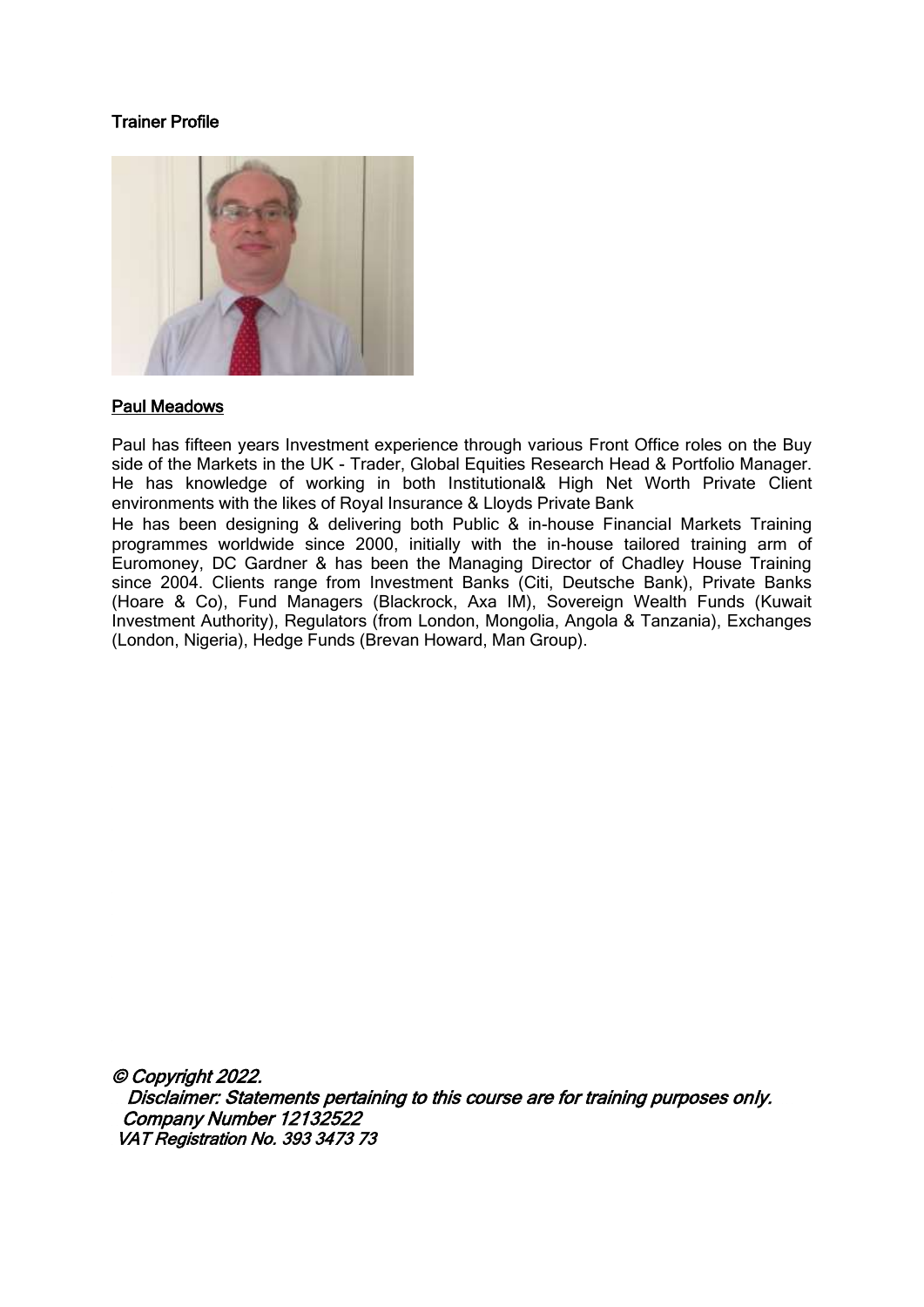Trainer Profile

<u>Paul Meadows</u>

Paul has fifteen years Investment experience through various Front Office roles on the Buy side of the Markets in the UK - Trader, Global Equities Research Head & Portfolio Manager. He has knowledge of working in both Institutional& High Net Worth Private Client environments with the likes of Royal Insurance & Lloyds Private Bank

He has been designing & delivering both Public & in-house Financial Markets Training programmes worldwide since 2000, initially with the in-house tailored training arm of Euromoney, DC Gardner & has been the Managing Director of Chadley House Training since 2004. Clients range from Investment Banks (Citi, Deutsche Bank), Private Banks (Hoare & Co), Fund Managers (Blackrock, Axa IM), Sovereign Wealth Funds (Kuwait Investment Authority), Regulators (from London, Mongolia, Angola & Tanzania), Exchanges (London, Nigeria), Hedge Funds (Brevan Howard, Man Group).

*© Copyright 2022.*
*Disclaimer: Statements pertaining to this course are for training purposes only.*
*Company Number 12132522*
*VAT Registration No. 393 3473 73*